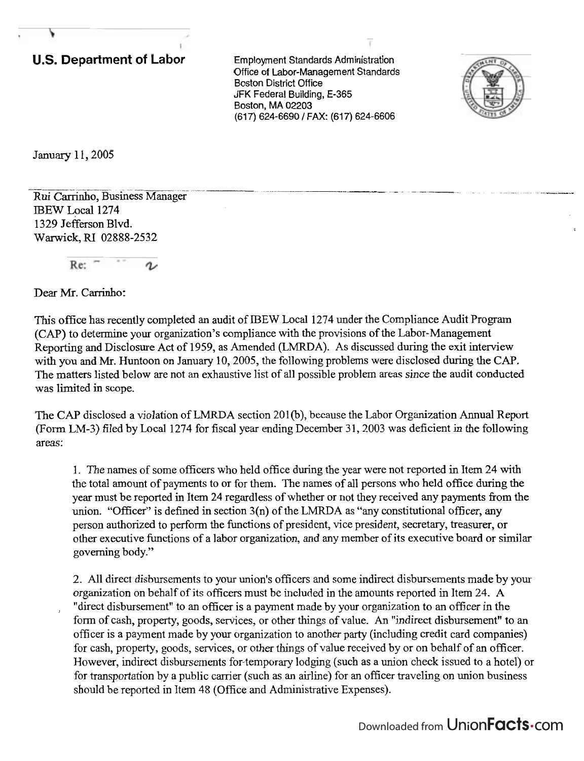**U.S. Department of Labor**

Employment Standards Administration
Office of Labor-Management Standards
Boston District Office
JFK Federal Building, E-365
Boston, MA 02203
(617) 624-6690 / FAX: (617) 624-6606

January 11, 2005

Rui Carrinho, Business Manager
IBEW Local 1274
1329 Jefferson Blvd.
Warwick, RI 02888-2532

Re:

Dear Mr. Carrinho:

This office has recently completed an audit of IBEW Local 1274 under the Compliance Audit Program (CAP) to determine your organization's compliance with the provisions of the Labor-Management Reporting and Disclosure Act of 1959, as Amended (LMRDA). As discussed during the exit interview with you and Mr. Huntoon on January 10, 2005, the following problems were disclosed during the CAP. The matters listed below are not an exhaustive list of all possible problem areas since the audit conducted was limited in scope.

The CAP disclosed a violation of LMRDA section 201(b), because the Labor Organization Annual Report (Form LM-3) filed by Local 1274 for fiscal year ending December 31, 2003 was deficient in the following areas:

1. The names of some officers who held office during the year were not reported in Item 24 with the total amount of payments to or for them. The names of all persons who held office during the year must be reported in Item 24 regardless of whether or not they received any payments from the union. "Officer" is defined in section 3(n) of the LMRDA as "any constitutional officer, any person authorized to perform the functions of president, vice president, secretary, treasurer, or other executive functions of a labor organization, and any member of its executive board or similar governing body."

2. All direct disbursements to your union's officers and some indirect disbursements made by your organization on behalf of its officers must be included in the amounts reported in Item 24. A "direct disbursement" to an officer is a payment made by your organization to an officer in the form of cash, property, goods, services, or other things of value. An "indirect disbursement" to an officer is a payment made by your organization to another party (including credit card companies) for cash, property, goods, services, or other things of value received by or on behalf of an officer. However, indirect disbursements for temporary lodging (such as a union check issued to a hotel) or for transportation by a public carrier (such as an airline) for an officer traveling on union business should be reported in Item 48 (Office and Administrative Expenses).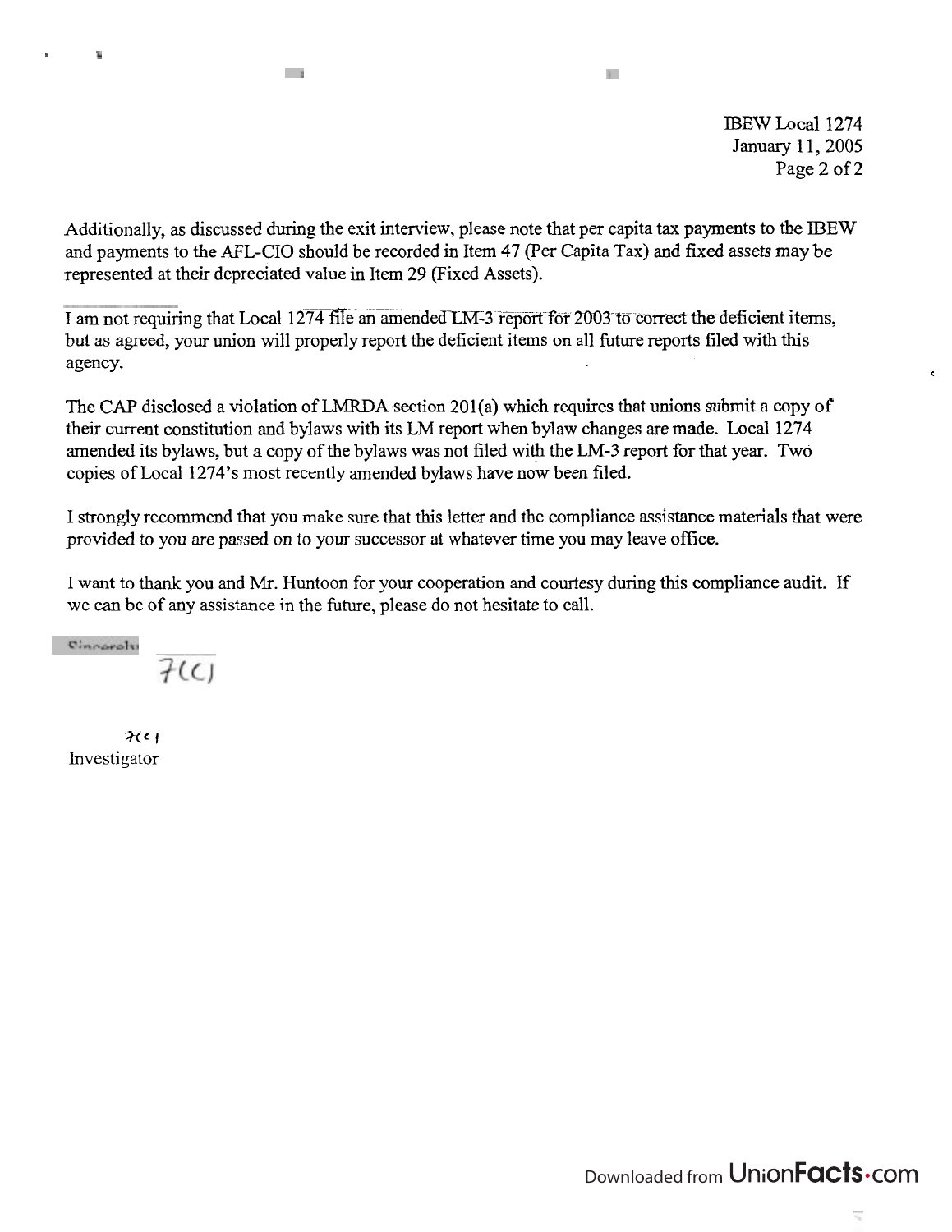IBEW Local 1274
January 11, 2005

Additionally, as discussed during the exit interview, please note that per capita tax payments to the IBEW and payments to the AFL-CIO should be recorded in Item 47 (Per Capita Tax) and fixed assets may be represented at their depreciated value in Item 29 (Fixed Assets).

I am not requiring that Local 1274 file an amended LM-3 report for 2003 to correct the deficient items, but as agreed, your union will properly report the deficient items on all future reports filed with this agency.

The CAP disclosed a violation of LMRDA section 201(a) which requires that unions submit a copy of their current constitution and bylaws with its LM report when bylaw changes are made. Local 1274 amended its bylaws, but a copy of the bylaws was not filed with the LM-3 report for that year. Two copies of Local 1274's most recently amended bylaws have now been filed.

I strongly recommend that you make sure that this letter and the compliance assistance materials that were provided to you are passed on to your successor at whatever time you may leave office.

I want to thank you and Mr. Huntoon for your cooperation and courtesy during this compliance audit. If we can be of any assistance in the future, please do not hesitate to call.

Sincerely,

7(C)

7(C)
Investigator

Downloaded from UnionFacts.com